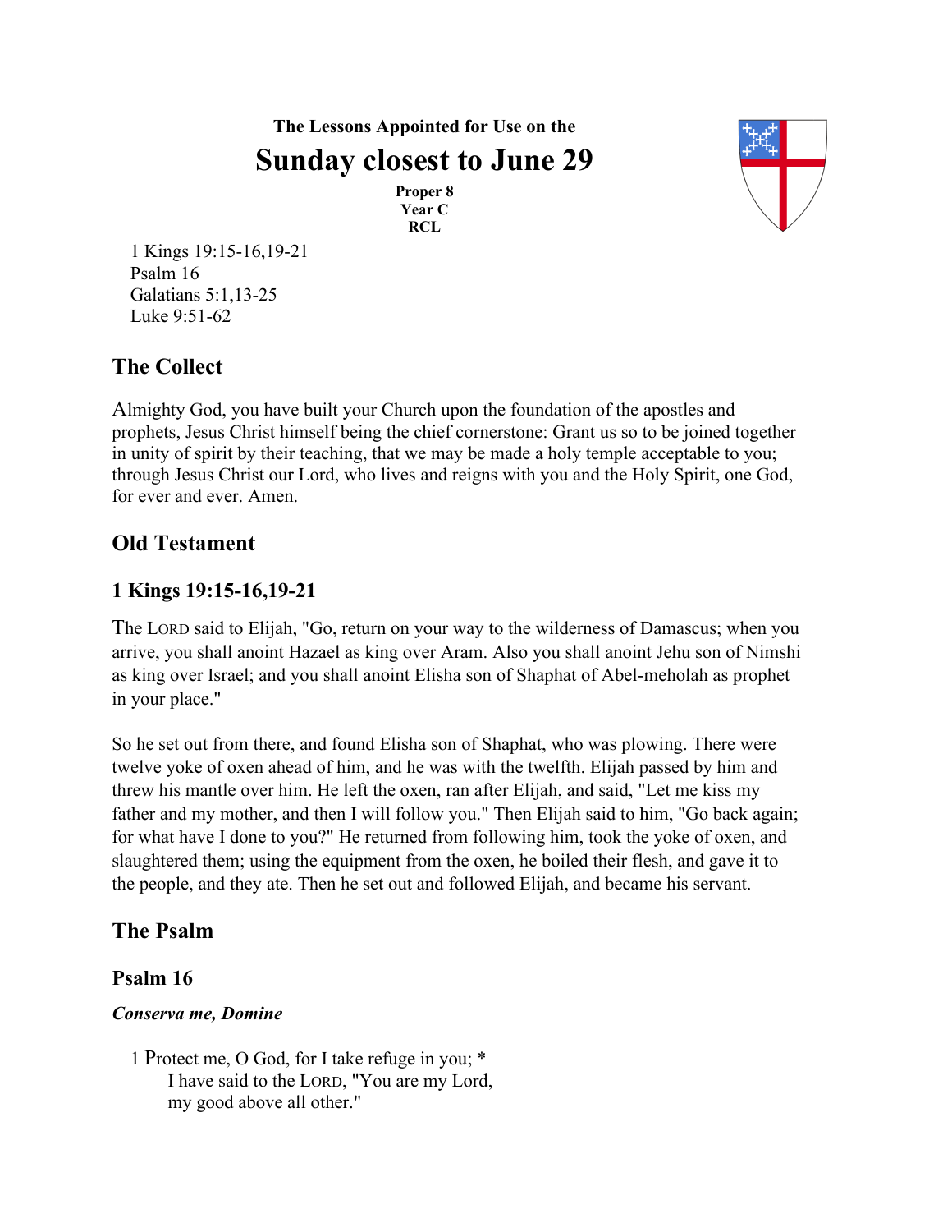**The Lessons Appointed for Use on the**

# Sunday closest to June 29

**Proper 8**
**Year C**
**RCL**

1 Kings 19:15-16,19-21
Psalm 16
Galatians 5:1,13-25
Luke 9:51-62

## The Collect

Almighty God, you have built your Church upon the foundation of the apostles and prophets, Jesus Christ himself being the chief cornerstone: Grant us so to be joined together in unity of spirit by their teaching, that we may be made a holy temple acceptable to you; through Jesus Christ our Lord, who lives and reigns with you and the Holy Spirit, one God, for ever and ever. Amen.

## Old Testament

### 1 Kings 19:15-16,19-21

The LORD said to Elijah, "Go, return on your way to the wilderness of Damascus; when you arrive, you shall anoint Hazael as king over Aram. Also you shall anoint Jehu son of Nimshi as king over Israel; and you shall anoint Elisha son of Shaphat of Abel-meholah as prophet in your place."

So he set out from there, and found Elisha son of Shaphat, who was plowing. There were twelve yoke of oxen ahead of him, and he was with the twelfth. Elijah passed by him and threw his mantle over him. He left the oxen, ran after Elijah, and said, "Let me kiss my father and my mother, and then I will follow you." Then Elijah said to him, "Go back again; for what have I done to you?" He returned from following him, took the yoke of oxen, and slaughtered them; using the equipment from the oxen, he boiled their flesh, and gave it to the people, and they ate. Then he set out and followed Elijah, and became his servant.

## The Psalm

### Psalm 16

***Conserva me, Domine***

1 Protect me, O God, for I take refuge in you; *
  I have said to the LORD, "You are my Lord,
  my good above all other."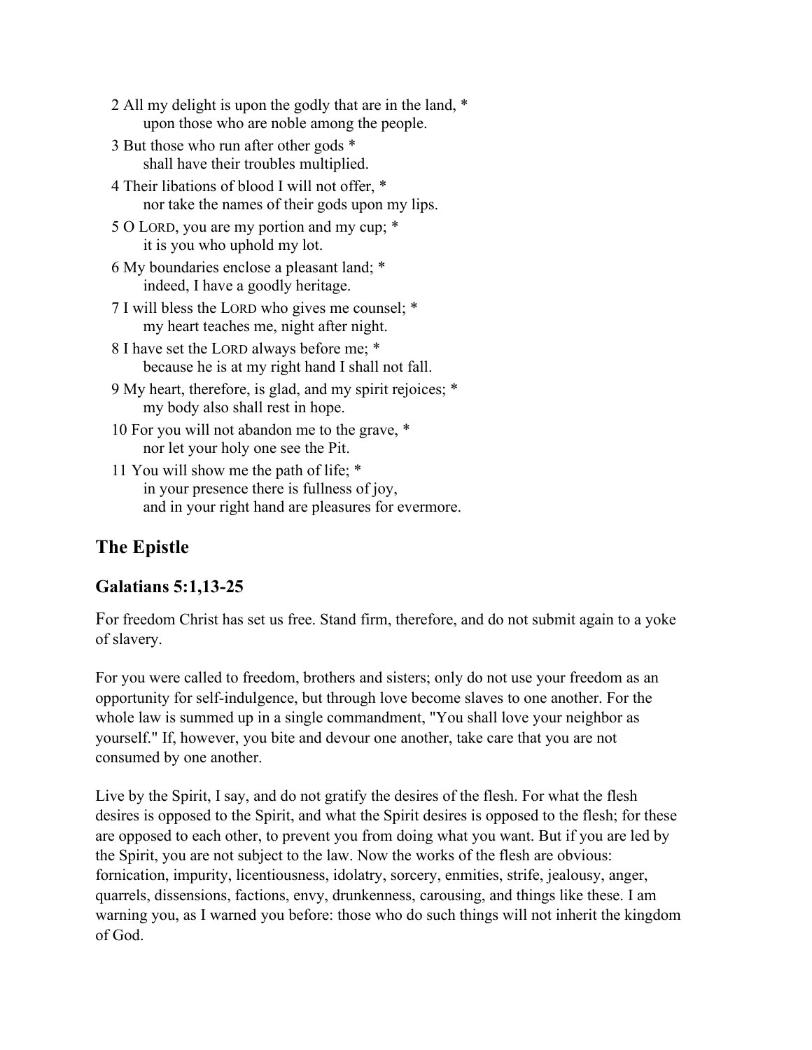2 All my delight is upon the godly that are in the land, *
    upon those who are noble among the people.

3 But those who run after other gods *
    shall have their troubles multiplied.

4 Their libations of blood I will not offer, *
    nor take the names of their gods upon my lips.

5 O LORD, you are my portion and my cup; *
    it is you who uphold my lot.

6 My boundaries enclose a pleasant land; *
    indeed, I have a goodly heritage.

7 I will bless the LORD who gives me counsel; *
    my heart teaches me, night after night.

8 I have set the LORD always before me; *
    because he is at my right hand I shall not fall.

9 My heart, therefore, is glad, and my spirit rejoices; *
    my body also shall rest in hope.

10 For you will not abandon me to the grave, *
    nor let your holy one see the Pit.

11 You will show me the path of life; *
    in your presence there is fullness of joy,
    and in your right hand are pleasures for evermore.

## The Epistle

### Galatians 5:1,13-25

For freedom Christ has set us free. Stand firm, therefore, and do not submit again to a yoke of slavery.

For you were called to freedom, brothers and sisters; only do not use your freedom as an opportunity for self-indulgence, but through love become slaves to one another. For the whole law is summed up in a single commandment, "You shall love your neighbor as yourself." If, however, you bite and devour one another, take care that you are not consumed by one another.

Live by the Spirit, I say, and do not gratify the desires of the flesh. For what the flesh desires is opposed to the Spirit, and what the Spirit desires is opposed to the flesh; for these are opposed to each other, to prevent you from doing what you want. But if you are led by the Spirit, you are not subject to the law. Now the works of the flesh are obvious: fornication, impurity, licentiousness, idolatry, sorcery, enmities, strife, jealousy, anger, quarrels, dissensions, factions, envy, drunkenness, carousing, and things like these. I am warning you, as I warned you before: those who do such things will not inherit the kingdom of God.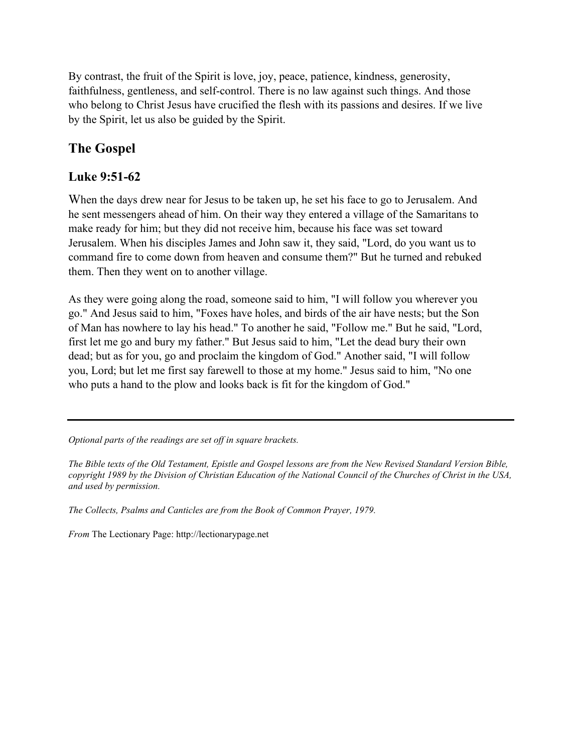By contrast, the fruit of the Spirit is love, joy, peace, patience, kindness, generosity, faithfulness, gentleness, and self-control. There is no law against such things. And those who belong to Christ Jesus have crucified the flesh with its passions and desires. If we live by the Spirit, let us also be guided by the Spirit.

## The Gospel

## Luke 9:51-62

When the days drew near for Jesus to be taken up, he set his face to go to Jerusalem. And he sent messengers ahead of him. On their way they entered a village of the Samaritans to make ready for him; but they did not receive him, because his face was set toward Jerusalem. When his disciples James and John saw it, they said, "Lord, do you want us to command fire to come down from heaven and consume them?" But he turned and rebuked them. Then they went on to another village.

As they were going along the road, someone said to him, "I will follow you wherever you go." And Jesus said to him, "Foxes have holes, and birds of the air have nests; but the Son of Man has nowhere to lay his head." To another he said, "Follow me." But he said, "Lord, first let me go and bury my father." But Jesus said to him, "Let the dead bury their own dead; but as for you, go and proclaim the kingdom of God." Another said, "I will follow you, Lord; but let me first say farewell to those at my home." Jesus said to him, "No one who puts a hand to the plow and looks back is fit for the kingdom of God."

---

*Optional parts of the readings are set off in square brackets.*

*The Bible texts of the Old Testament, Epistle and Gospel lessons are from the New Revised Standard Version Bible, copyright 1989 by the Division of Christian Education of the National Council of the Churches of Christ in the USA, and used by permission.*

*The Collects, Psalms and Canticles are from the Book of Common Prayer, 1979.*

*From* The Lectionary Page: http://lectionarypage.net